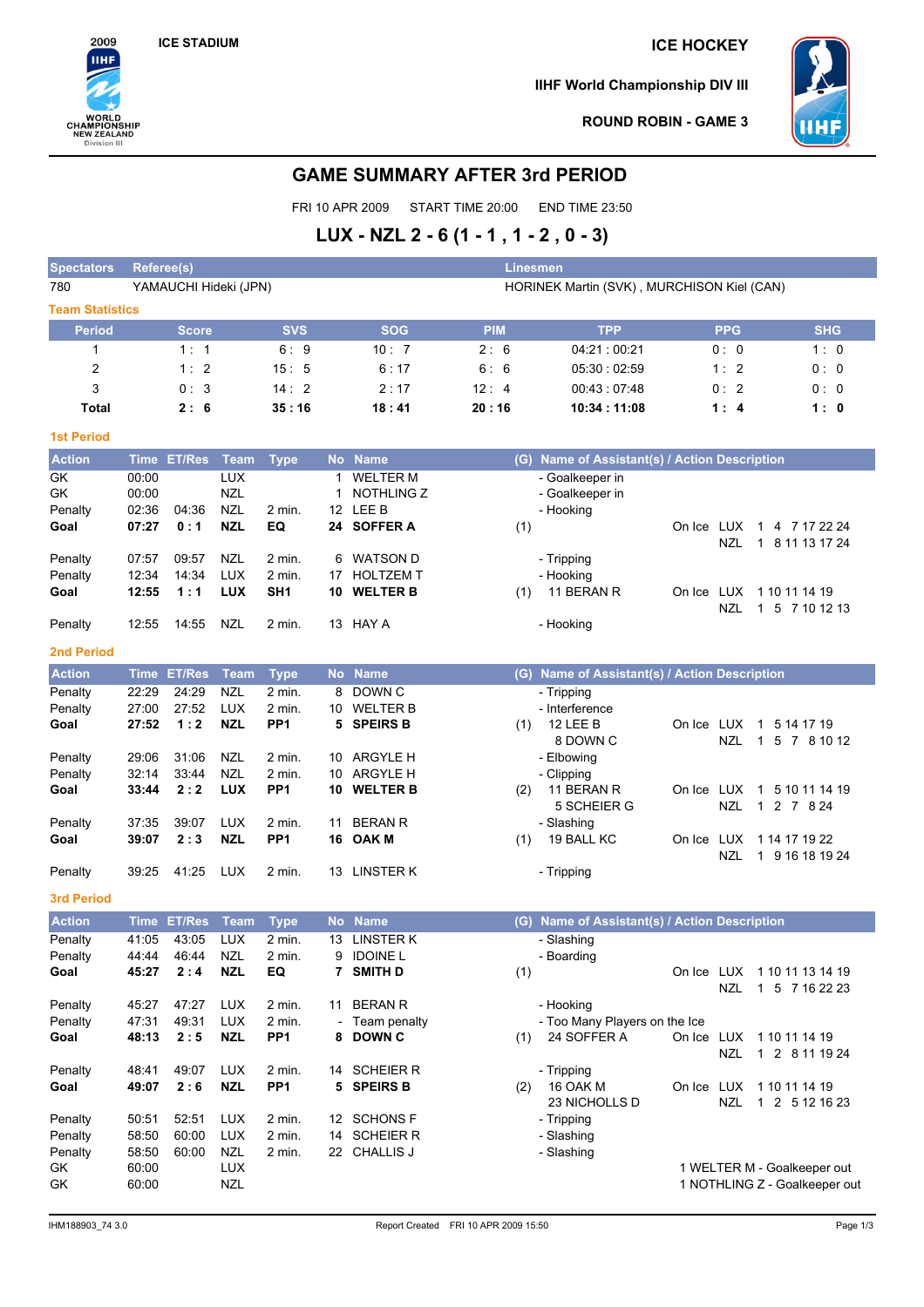2009 IIHF WORLD CHAMPIONSHIP NEW ZEALAND Division III

ICE STADIUM

ICE HOCKEY

IIHF World Championship DIV III

ROUND ROBIN - GAME 3

# GAME SUMMARY AFTER 3rd PERIOD

FRI 10 APR 2009 START TIME 20:00 END TIME 23:50

## LUX - NZL 2 - 6 (1 - 1 , 1 - 2 , 0 - 3)

| Spectators | Referee(s) | Linesmen |
|---|---|---|
| 780 | YAMAUCHI Hideki (JPN) | HORINEK Martin (SVK) , MURCHISON Kiel (CAN) |

### Team Statistics

| Period | Score | SVS | SOG | PIM | TPP | PPG | SHG |
|---|---|---|---|---|---|---|---|
| 1 | 1 : 1 | 6 : 9 | 10 : 7 | 2 : 6 | 04:21 : 00:21 | 0 : 0 | 1 : 0 |
| 2 | 1 : 2 | 15 : 5 | 6 : 17 | 6 : 6 | 05:30 : 02:59 | 1 : 2 | 0 : 0 |
| 3 | 0 : 3 | 14 : 2 | 2 : 17 | 12 : 4 | 00:43 : 07:48 | 0 : 2 | 0 : 0 |
| **Total** | **2 : 6** | **35 : 16** | **18 : 41** | **20 : 16** | **10:34 : 11:08** | **1 : 4** | **1 : 0** |

### 1st Period

| Action | Time | ET/Res | Team | Type | No | Name | (G) | Name of Assistant(s) / Action Description | | |
|---|---|---|---|---|---|---|---|---|---|---|
| GK | 00:00 | | LUX | | 1 | WELTER M | | - Goalkeeper in | | |
| GK | 00:00 | | NZL | | 1 | NOTHLING Z | | - Goalkeeper in | | |
| Penalty | 02:36 | 04:36 | NZL | 2 min. | 12 | LEE B | | - Hooking | | |
| **Goal** | **07:27** | **0 : 1** | **NZL** | **EQ** | **24** | **SOFFER A** | (1) | | On Ice LUX | 1 4 7 17 22 24 |
| | | | | | | | | | NZL | 1 8 11 13 17 24 |
| Penalty | 07:57 | 09:57 | NZL | 2 min. | 6 | WATSON D | | - Tripping | | |
| Penalty | 12:34 | 14:34 | LUX | 2 min. | 17 | HOLTZEM T | | - Hooking | | |
| **Goal** | **12:55** | **1 : 1** | **LUX** | **SH1** | **10** | **WELTER B** | (1) | 11 BERAN R | On Ice LUX | 1 10 11 14 19 |
| | | | | | | | | | NZL | 1 5 7 10 12 13 |
| Penalty | 12:55 | 14:55 | NZL | 2 min. | 13 | HAY A | | - Hooking | | |

### 2nd Period

| Action | Time | ET/Res | Team | Type | No | Name | (G) | Name of Assistant(s) / Action Description | | |
|---|---|---|---|---|---|---|---|---|---|---|
| Penalty | 22:29 | 24:29 | NZL | 2 min. | 8 | DOWN C | | - Tripping | | |
| Penalty | 27:00 | 27:52 | LUX | 2 min. | 10 | WELTER B | | - Interference | | |
| **Goal** | **27:52** | **1 : 2** | **NZL** | **PP1** | **5** | **SPEIRS B** | (1) | 12 LEE B | On Ice LUX | 1 5 14 17 19 |
| | | | | | | | | 8 DOWN C | NZL | 1 5 7 8 10 12 |
| Penalty | 29:06 | 31:06 | NZL | 2 min. | 10 | ARGYLE H | | - Elbowing | | |
| Penalty | 32:14 | 33:44 | NZL | 2 min. | 10 | ARGYLE H | | - Clipping | | |
| **Goal** | **33:44** | **2 : 2** | **LUX** | **PP1** | **10** | **WELTER B** | (2) | 11 BERAN R | On Ice LUX | 1 5 10 11 14 19 |
| | | | | | | | | 5 SCHEIER G | NZL | 1 2 7 8 24 |
| Penalty | 37:35 | 39:07 | LUX | 2 min. | 11 | BERAN R | | - Slashing | | |
| **Goal** | **39:07** | **2 : 3** | **NZL** | **PP1** | **16** | **OAK M** | (1) | 19 BALL KC | On Ice LUX | 1 14 17 19 22 |
| | | | | | | | | | NZL | 1 9 16 18 19 24 |
| Penalty | 39:25 | 41:25 | LUX | 2 min. | 13 | LINSTER K | | - Tripping | | |

### 3rd Period

| Action | Time | ET/Res | Team | Type | No | Name | (G) | Name of Assistant(s) / Action Description | | |
|---|---|---|---|---|---|---|---|---|---|---|
| Penalty | 41:05 | 43:05 | LUX | 2 min. | 13 | LINSTER K | | - Slashing | | |
| Penalty | 44:44 | 46:44 | NZL | 2 min. | 9 | IDOINE L | | - Boarding | | |
| **Goal** | **45:27** | **2 : 4** | **NZL** | **EQ** | **7** | **SMITH D** | (1) | | On Ice LUX | 1 10 11 13 14 19 |
| | | | | | | | | | NZL | 1 5 7 16 22 23 |
| Penalty | 45:27 | 47:27 | LUX | 2 min. | 11 | BERAN R | | - Hooking | | |
| Penalty | 47:31 | 49:31 | LUX | 2 min. | - | Team penalty | | - Too Many Players on the Ice | | |
| **Goal** | **48:13** | **2 : 5** | **NZL** | **PP1** | **8** | **DOWN C** | (1) | 24 SOFFER A | On Ice LUX | 1 10 11 14 19 |
| | | | | | | | | | NZL | 1 2 8 11 19 24 |
| Penalty | 48:41 | 49:07 | LUX | 2 min. | 14 | SCHEIER R | | - Tripping | | |
| **Goal** | **49:07** | **2 : 6** | **NZL** | **PP1** | **5** | **SPEIRS B** | (2) | 16 OAK M | On Ice LUX | 1 10 11 14 19 |
| | | | | | | | | 23 NICHOLLS D | NZL | 1 2 5 12 16 23 |
| Penalty | 50:51 | 52:51 | LUX | 2 min. | 12 | SCHONS F | | - Tripping | | |
| Penalty | 58:50 | 60:00 | LUX | 2 min. | 14 | SCHEIER R | | - Slashing | | |
| Penalty | 58:50 | 60:00 | NZL | 2 min. | 22 | CHALLIS J | | - Slashing | | |
| GK | 60:00 | | LUX | | | | | | 1 WELTER M - Goalkeeper out | |
| GK | 60:00 | | NZL | | | | | | 1 NOTHLING Z - Goalkeeper out | |

IHM188903_74 3.0 Report Created FRI 10 APR 2009 15:50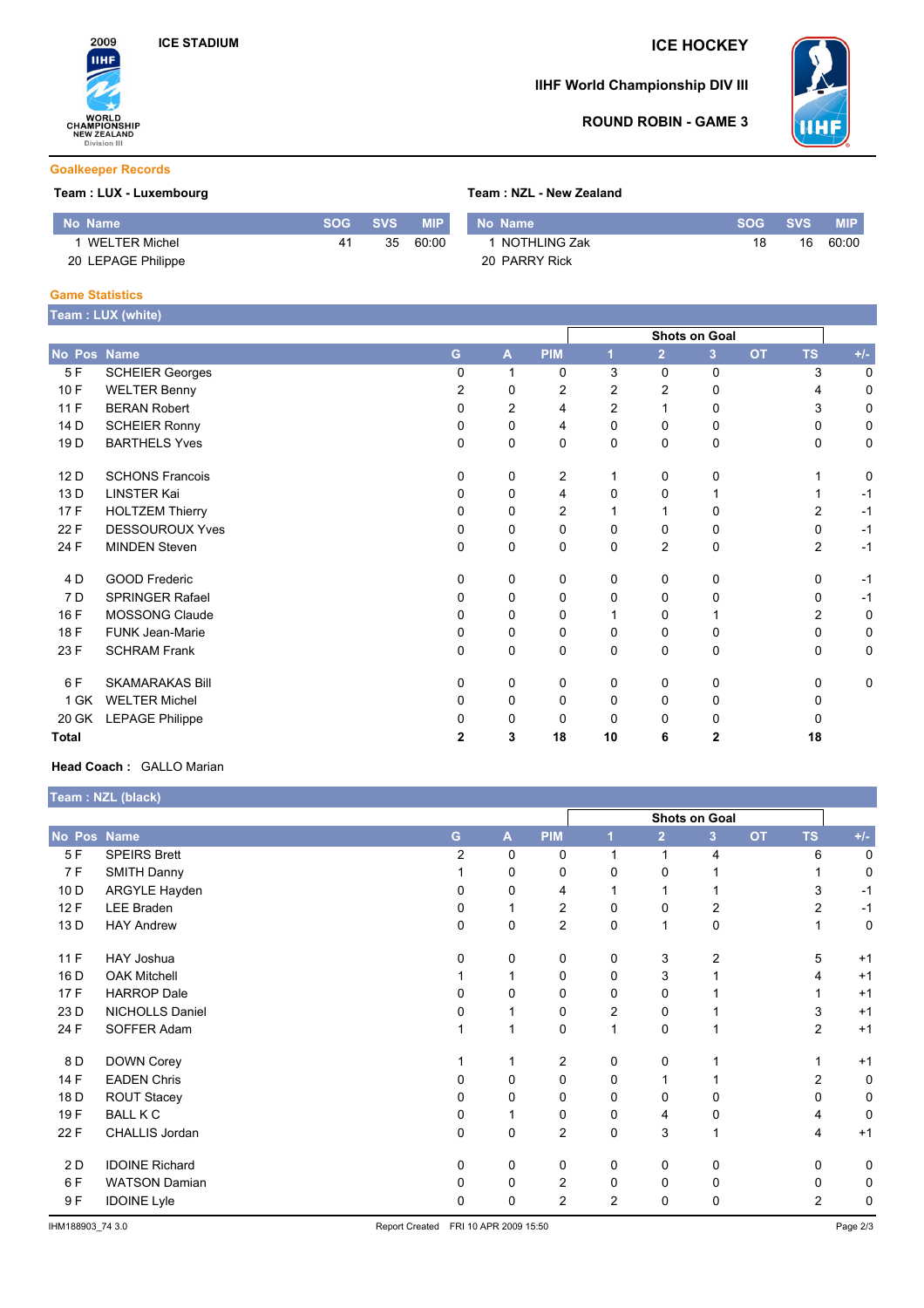2009 IIHF WORLD CHAMPIONSHIP NEW ZEALAND Division III

ICE STADIUM

# ICE HOCKEY

## IIHF World Championship DIV III

### ROUND ROBIN - GAME 3

## Goalkeeper Records

**Team : LUX - Luxembourg**

| No | Name | SOG | SVS | MIP |
|---|---|---|---|---|
| 1 | WELTER Michel | 41 | 35 | 60:00 |
| 20 | LEPAGE Philippe | | | |

**Team : NZL - New Zealand**

| No | Name | SOG | SVS | MIP |
|---|---|---|---|---|
| 1 | NOTHLING Zak | 18 | 16 | 60:00 |
| 20 | PARRY Rick | | | |

## Game Statistics

**Team : LUX (white)**

| No | Pos | Name | G | A | PIM | Shots on Goal 1 | 2 | 3 | OT | TS | +/- |
|---|---|---|---|---|---|---|---|---|---|---|---|
| 5 | F | SCHEIER Georges | 0 | 1 | 0 | 3 | 0 | 0 | | 3 | 0 |
| 10 | F | WELTER Benny | 2 | 0 | 2 | 2 | 2 | 0 | | 4 | 0 |
| 11 | F | BERAN Robert | 0 | 2 | 4 | 2 | 1 | 0 | | 3 | 0 |
| 14 | D | SCHEIER Ronny | 0 | 0 | 4 | 0 | 0 | 0 | | 0 | 0 |
| 19 | D | BARTHELS Yves | 0 | 0 | 0 | 0 | 0 | 0 | | 0 | 0 |
| 12 | D | SCHONS Francois | 0 | 0 | 2 | 1 | 0 | 0 | | 1 | 0 |
| 13 | D | LINSTER Kai | 0 | 0 | 4 | 0 | 0 | 1 | | 1 | -1 |
| 17 | F | HOLTZEM Thierry | 0 | 0 | 2 | 1 | 1 | 0 | | 2 | -1 |
| 22 | F | DESSOUROUX Yves | 0 | 0 | 0 | 0 | 0 | 0 | | 0 | -1 |
| 24 | F | MINDEN Steven | 0 | 0 | 0 | 0 | 2 | 0 | | 2 | -1 |
| 4 | D | GOOD Frederic | 0 | 0 | 0 | 0 | 0 | 0 | | 0 | -1 |
| 7 | D | SPRINGER Rafael | 0 | 0 | 0 | 0 | 0 | 0 | | 0 | -1 |
| 16 | F | MOSSONG Claude | 0 | 0 | 0 | 1 | 0 | 1 | | 2 | 0 |
| 18 | F | FUNK Jean-Marie | 0 | 0 | 0 | 0 | 0 | 0 | | 0 | 0 |
| 23 | F | SCHRAM Frank | 0 | 0 | 0 | 0 | 0 | 0 | | 0 | 0 |
| 6 | F | SKAMARAKAS Bill | 0 | 0 | 0 | 0 | 0 | 0 | | 0 | 0 |
| 1 | GK | WELTER Michel | 0 | 0 | 0 | 0 | 0 | 0 | | 0 | |
| 20 | GK | LEPAGE Philippe | 0 | 0 | 0 | 0 | 0 | 0 | | 0 | |
| **Total** | | | **2** | **3** | **18** | **10** | **6** | **2** | | **18** | |

**Head Coach :** GALLO Marian

**Team : NZL (black)**

| No | Pos | Name | G | A | PIM | Shots on Goal 1 | 2 | 3 | OT | TS | +/- |
|---|---|---|---|---|---|---|---|---|---|---|---|
| 5 | F | SPEIRS Brett | 2 | 0 | 0 | 1 | 1 | 4 | | 6 | 0 |
| 7 | F | SMITH Danny | 1 | 0 | 0 | 0 | 0 | 1 | | 1 | 0 |
| 10 | D | ARGYLE Hayden | 0 | 0 | 4 | 1 | 1 | 1 | | 3 | -1 |
| 12 | F | LEE Braden | 0 | 1 | 2 | 0 | 0 | 2 | | 2 | -1 |
| 13 | D | HAY Andrew | 0 | 0 | 2 | 0 | 1 | 0 | | 1 | 0 |
| 11 | F | HAY Joshua | 0 | 0 | 0 | 0 | 3 | 2 | | 5 | +1 |
| 16 | D | OAK Mitchell | 1 | 1 | 0 | 0 | 3 | 1 | | 4 | +1 |
| 17 | F | HARROP Dale | 0 | 0 | 0 | 0 | 0 | 1 | | 1 | +1 |
| 23 | D | NICHOLLS Daniel | 0 | 1 | 0 | 2 | 0 | 1 | | 3 | +1 |
| 24 | F | SOFFER Adam | 1 | 1 | 0 | 1 | 0 | 1 | | 2 | +1 |
| 8 | D | DOWN Corey | 1 | 1 | 2 | 0 | 0 | 1 | | 1 | +1 |
| 14 | F | EADEN Chris | 0 | 0 | 0 | 0 | 1 | 1 | | 2 | 0 |
| 18 | D | ROUT Stacey | 0 | 0 | 0 | 0 | 0 | 0 | | 0 | 0 |
| 19 | F | BALL K C | 0 | 1 | 0 | 0 | 4 | 0 | | 4 | 0 |
| 22 | F | CHALLIS Jordan | 0 | 0 | 2 | 0 | 3 | 1 | | 4 | +1 |
| 2 | D | IDOINE Richard | 0 | 0 | 0 | 0 | 0 | 0 | | 0 | 0 |
| 6 | F | WATSON Damian | 0 | 0 | 2 | 0 | 0 | 0 | | 0 | 0 |
| 9 | F | IDOINE Lyle | 0 | 0 | 2 | 2 | 0 | 0 | | 2 | 0 |

IHM188903_74 3.0 Report Created FRI 10 APR 2009 15:50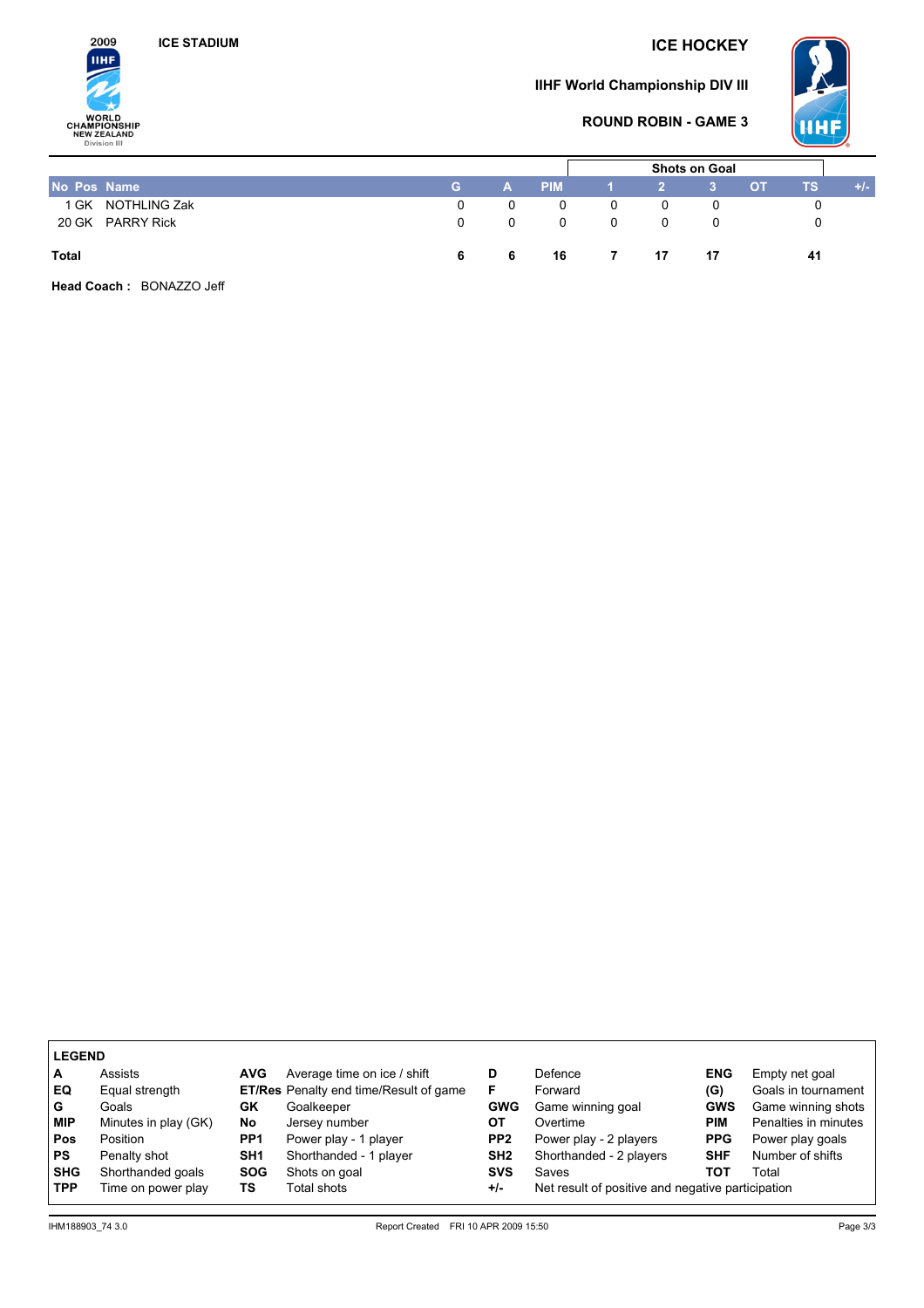**ICE STADIUM**

**ICE HOCKEY**

**IIHF World Championship DIV III**

**ROUND ROBIN - GAME 3**

| No | Pos | Name | G | A | PIM | Shots on Goal 1 | 2 | 3 | OT | TS | +/- |
|---|---|---|---|---|---|---|---|---|---|---|---|
| 1 | GK | NOTHLING Zak | 0 | 0 | 0 | 0 | 0 | 0 | | 0 | |
| 20 | GK | PARRY Rick | 0 | 0 | 0 | 0 | 0 | 0 | | 0 | |
| **Total** | | | **6** | **6** | **16** | **7** | **17** | **17** | | **41** | |

**Head Coach :** BONAZZO Jeff

**LEGEND**

| | | | | | | | |
|---|---|---|---|---|---|---|---|
| **A** | Assists | **AVG** | Average time on ice / shift | **D** | Defence | **ENG** | Empty net goal |
| **EQ** | Equal strength | **ET/Res** | Penalty end time/Result of game | **F** | Forward | **(G)** | Goals in tournament |
| **G** | Goals | **GK** | Goalkeeper | **GWG** | Game winning goal | **GWS** | Game winning shots |
| **MIP** | Minutes in play (GK) | **No** | Jersey number | **OT** | Overtime | **PIM** | Penalties in minutes |
| **Pos** | Position | **PP1** | Power play - 1 player | **PP2** | Power play - 2 players | **PPG** | Power play goals |
| **PS** | Penalty shot | **SH1** | Shorthanded - 1 player | **SH2** | Shorthanded - 2 players | **SHF** | Number of shifts |
| **SHG** | Shorthanded goals | **SOG** | Shots on goal | **SVS** | Saves | **TOT** | Total |
| **TPP** | Time on power play | **TS** | Total shots | **+/-** | Net result of positive and negative participation | | |

IHM188903_74 3.0 Report Created FRI 10 APR 2009 15:50